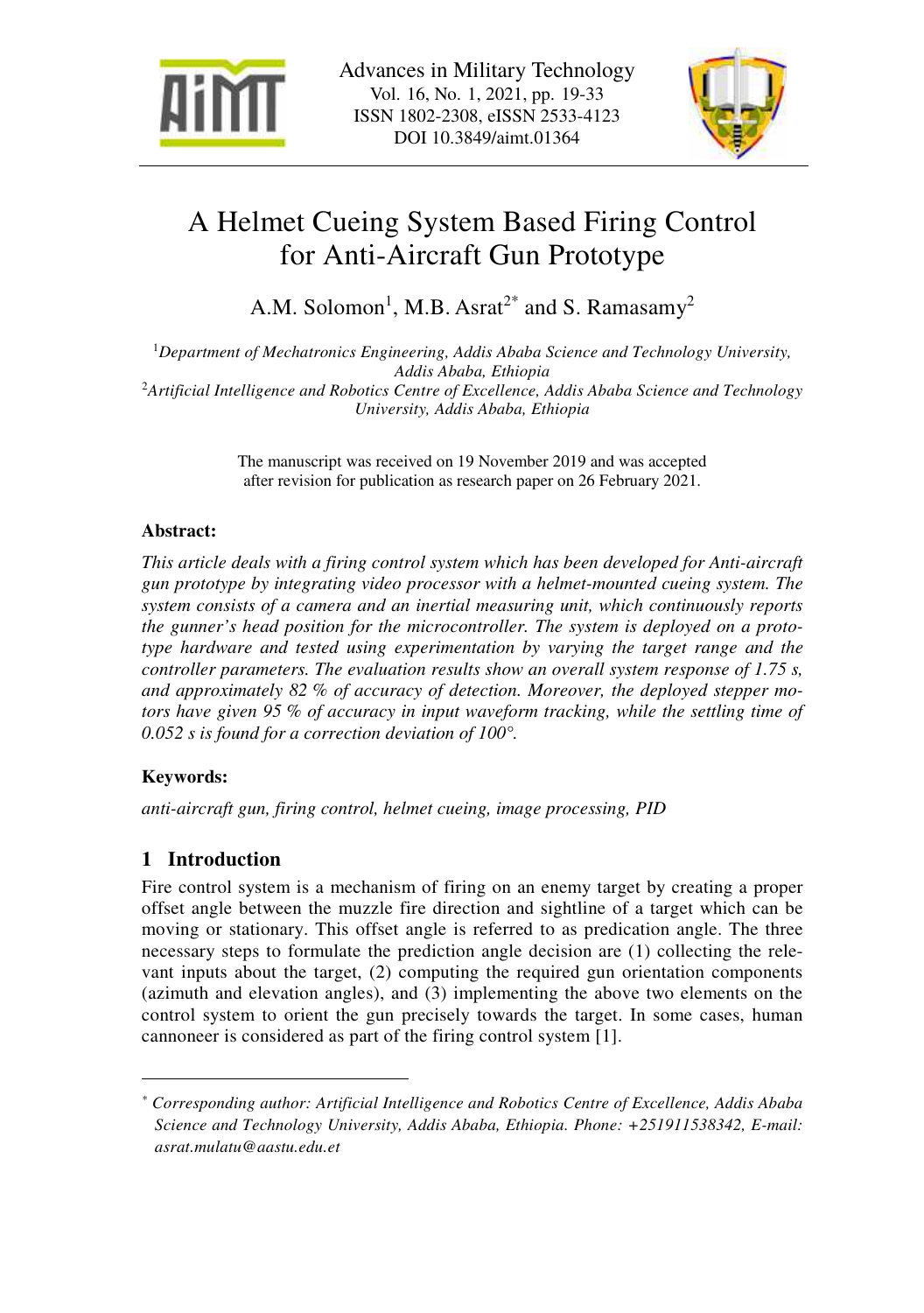# A Helmet Cueing System Based Firing Control for Anti-Aircraft Gun Prototype

A.M. Solomon[1], M.B. Asrat[2*] and S. Ramasamy[2]

[1]*Department of Mechatronics Engineering, Addis Ababa Science and Technology University, Addis Ababa, Ethiopia*
[2]*Artificial Intelligence and Robotics Centre of Excellence, Addis Ababa Science and Technology University, Addis Ababa, Ethiopia*

The manuscript was received on 19 November 2019 and was accepted after revision for publication as research paper on 26 February 2021.

**Abstract:**

*This article deals with a firing control system which has been developed for Anti-aircraft gun prototype by integrating video processor with a helmet-mounted cueing system. The system consists of a camera and an inertial measuring unit, which continuously reports the gunner's head position for the microcontroller. The system is deployed on a prototype hardware and tested using experimentation by varying the target range and the controller parameters. The evaluation results show an overall system response of 1.75 s, and approximately 82 % of accuracy of detection. Moreover, the deployed stepper motors have given 95 % of accuracy in input waveform tracking, while the settling time of 0.052 s is found for a correction deviation of 100°.*

**Keywords:**

*anti-aircraft gun, firing control, helmet cueing, image processing, PID*

## 1 Introduction

Fire control system is a mechanism of firing on an enemy target by creating a proper offset angle between the muzzle fire direction and sightline of a target which can be moving or stationary. This offset angle is referred to as predication angle. The three necessary steps to formulate the prediction angle decision are (1) collecting the relevant inputs about the target, (2) computing the required gun orientation components (azimuth and elevation angles), and (3) implementing the above two elements on the control system to orient the gun precisely towards the target. In some cases, human cannoneer is considered as part of the firing control system [1].

---

[*] *Corresponding author: Artificial Intelligence and Robotics Centre of Excellence, Addis Ababa Science and Technology University, Addis Ababa, Ethiopia. Phone: +251911538342, E-mail: asrat.mulatu@aastu.edu.et*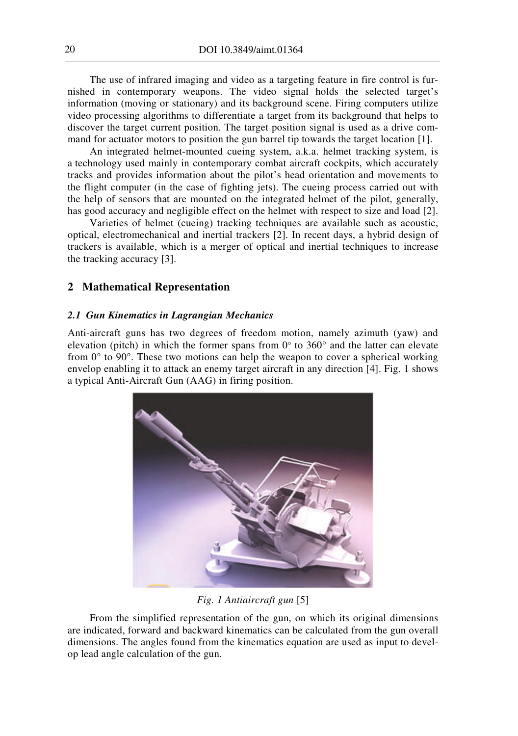The use of infrared imaging and video as a targeting feature in fire control is furnished in contemporary weapons. The video signal holds the selected target's information (moving or stationary) and its background scene. Firing computers utilize video processing algorithms to differentiate a target from its background that helps to discover the target current position. The target position signal is used as a drive command for actuator motors to position the gun barrel tip towards the target location [1].

An integrated helmet-mounted cueing system, a.k.a. helmet tracking system, is a technology used mainly in contemporary combat aircraft cockpits, which accurately tracks and provides information about the pilot's head orientation and movements to the flight computer (in the case of fighting jets). The cueing process carried out with the help of sensors that are mounted on the integrated helmet of the pilot, generally, has good accuracy and negligible effect on the helmet with respect to size and load [2].

Varieties of helmet (cueing) tracking techniques are available such as acoustic, optical, electromechanical and inertial trackers [2]. In recent days, a hybrid design of trackers is available, which is a merger of optical and inertial techniques to increase the tracking accuracy [3].

## 2 Mathematical Representation

### *2.1 Gun Kinematics in Lagrangian Mechanics*

Anti-aircraft guns has two degrees of freedom motion, namely azimuth (yaw) and elevation (pitch) in which the former spans from $0°$ to $360°$ and the latter can elevate from $0°$ to $90°$. These two motions can help the weapon to cover a spherical working envelop enabling it to attack an enemy target aircraft in any direction [4]. Fig. 1 shows a typical Anti-Aircraft Gun (AAG) in firing position.

*Fig. 1 Antiaircraft gun* [5]

From the simplified representation of the gun, on which its original dimensions are indicated, forward and backward kinematics can be calculated from the gun overall dimensions. The angles found from the kinematics equation are used as input to develop lead angle calculation of the gun.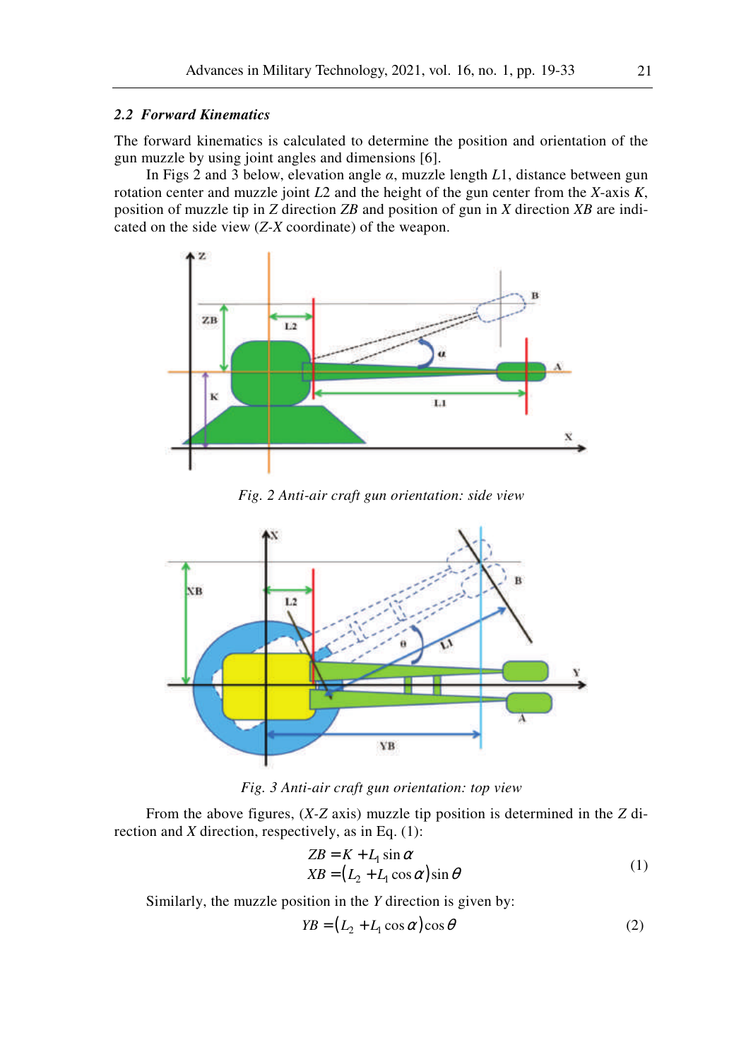### 2.2 Forward Kinematics

The forward kinematics is calculated to determine the position and orientation of the gun muzzle by using joint angles and dimensions [6].

In Figs 2 and 3 below, elevation angle $\alpha$, muzzle length $L1$, distance between gun rotation center and muzzle joint $L2$ and the height of the gun center from the $X$-axis $K$, position of muzzle tip in $Z$ direction $ZB$ and position of gun in $X$ direction $XB$ are indicated on the side view ($Z$-$X$ coordinate) of the weapon.

*Fig. 2 Anti-air craft gun orientation: side view*

*Fig. 3 Anti-air craft gun orientation: top view*

From the above figures, ($X$-$Z$ axis) muzzle tip position is determined in the $Z$ direction and $X$ direction, respectively, as in Eq. (1):

$$
\begin{aligned}
ZB &= K + L_1 \sin \alpha \\
XB &= \left(L_2 + L_1 \cos \alpha\right) \sin \theta
\end{aligned}
\tag{1}
$$

Similarly, the muzzle position in the $Y$ direction is given by:

$$
YB = \left(L_2 + L_1 \cos \alpha\right) \cos \theta \tag{2}
$$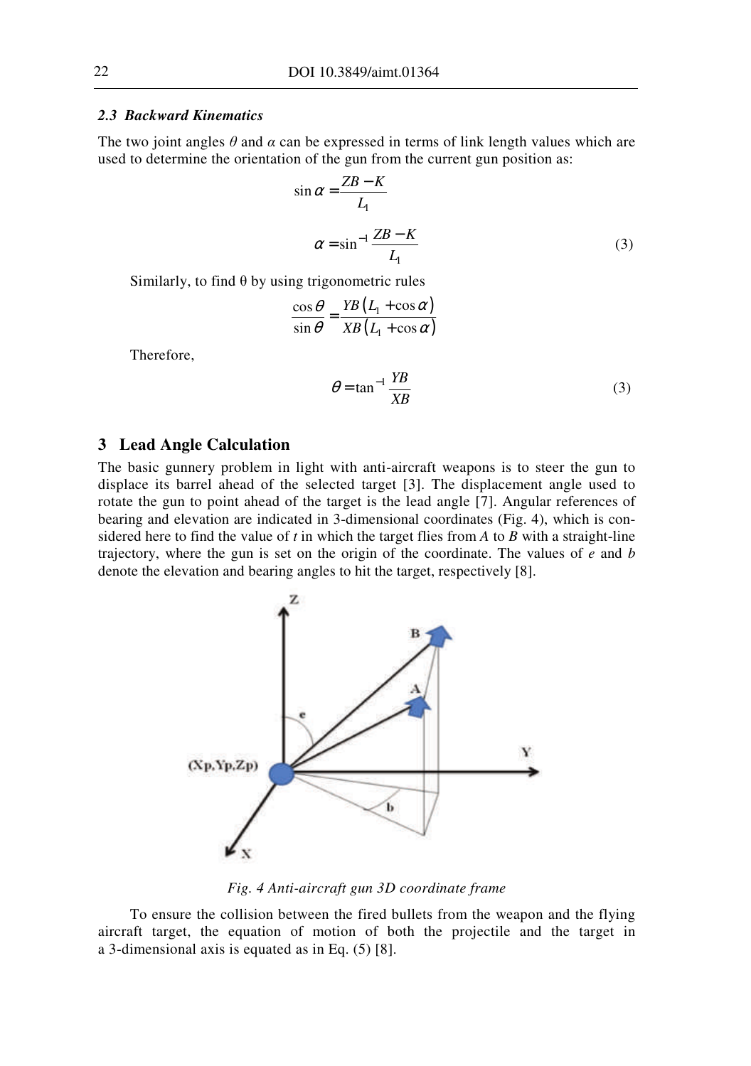### *2.3 Backward Kinematics*

The two joint angles $\theta$ and $\alpha$ can be expressed in terms of link length values which are used to determine the orientation of the gun from the current gun position as:

$$\sin\alpha = \frac{ZB - K}{L_1}$$

$$\alpha = \sin^{-1}\frac{ZB - K}{L_1} \tag{3}$$

Similarly, to find θ by using trigonometric rules

$$\frac{\cos\theta}{\sin\theta} = \frac{YB\left(L_1 + \cos\alpha\right)}{XB\left(L_1 + \cos\alpha\right)}$$

Therefore,

$$\theta = \tan^{-1}\frac{YB}{XB} \tag{3}$$

## 3 Lead Angle Calculation

The basic gunnery problem in light with anti-aircraft weapons is to steer the gun to displace its barrel ahead of the selected target [3]. The displacement angle used to rotate the gun to point ahead of the target is the lead angle [7]. Angular references of bearing and elevation are indicated in 3-dimensional coordinates (Fig. 4), which is considered here to find the value of $t$ in which the target flies from $A$ to $B$ with a straight-line trajectory, where the gun is set on the origin of the coordinate. The values of $e$ and $b$ denote the elevation and bearing angles to hit the target, respectively [8].

*Fig. 4 Anti-aircraft gun 3D coordinate frame*

To ensure the collision between the fired bullets from the weapon and the flying aircraft target, the equation of motion of both the projectile and the target in a 3-dimensional axis is equated as in Eq. (5) [8].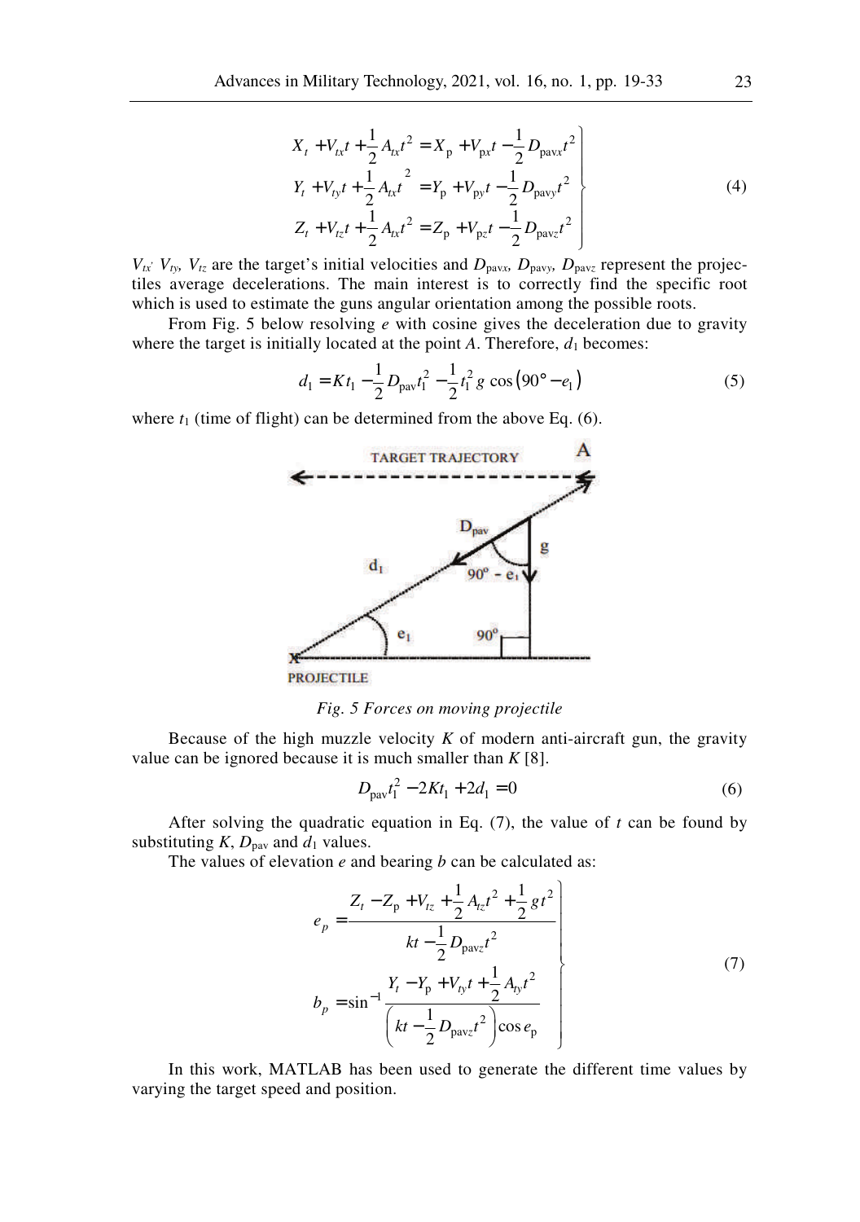$$
\left.
\begin{aligned}
X_t + V_{tx}t + \frac{1}{2}A_{tx}t^2 &= X_{\mathrm{p}} + V_{\mathrm{p}x}t - \frac{1}{2}D_{\mathrm{pav}x}t^2 \\
Y_t + V_{ty}t + \frac{1}{2}A_{tx}t^{\,2} &= Y_{\mathrm{p}} + V_{\mathrm{py}}t - \frac{1}{2}D_{\mathrm{pavy}}t^2 \\
Z_t + V_{tz}t + \frac{1}{2}A_{tx}t^2 &= Z_{\mathrm{p}} + V_{\mathrm{p}z}t - \frac{1}{2}D_{\mathrm{pav}z}t^2
\end{aligned}
\right\} \tag{4}
$$

$V_{tx'}$ $V_{ty}$, $V_{tz}$ are the target's initial velocities and $D_{\mathrm{pav}x}$, $D_{\mathrm{pav}y}$, $D_{\mathrm{pav}z}$ represent the projectiles average decelerations. The main interest is to correctly find the specific root which is used to estimate the guns angular orientation among the possible roots.

From Fig. 5 below resolving *e* with cosine gives the deceleration due to gravity where the target is initially located at the point *A*. Therefore, $d_1$ becomes:

$$
d_1 = Kt_1 - \frac{1}{2}D_{\mathrm{pav}}t_1^2 - \frac{1}{2}t_1^2\, g\,\cos\left(90° - e_1\right) \tag{5}
$$

where $t_1$ (time of flight) can be determined from the above Eq. (6).

*Fig. 5 Forces on moving projectile*

Because of the high muzzle velocity *K* of modern anti-aircraft gun, the gravity value can be ignored because it is much smaller than *K* [8].

$$
D_{\mathrm{pav}}t_1^2 - 2Kt_1 + 2d_1 = 0 \tag{6}
$$

After solving the quadratic equation in Eq. (7), the value of *t* can be found by substituting *K*, $D_{\mathrm{pav}}$ and $d_1$ values.

The values of elevation *e* and bearing *b* can be calculated as:

$$
\left.
\begin{aligned}
e_p &= \frac{Z_t - Z_{\mathrm{p}} + V_{tz} + \frac{1}{2}A_{tz}t^2 + \frac{1}{2}gt^2}{kt - \frac{1}{2}D_{\mathrm{pav}z}t^2} \\
b_p &= \sin^{-1}\frac{Y_t - Y_{\mathrm{p}} + V_{ty}t + \frac{1}{2}A_{ty}t^2}{\left(kt - \frac{1}{2}D_{\mathrm{pav}z}t^2\right)\cos e_{\mathrm{p}}}
\end{aligned}
\right\} \tag{7}
$$

In this work, MATLAB has been used to generate the different time values by varying the target speed and position.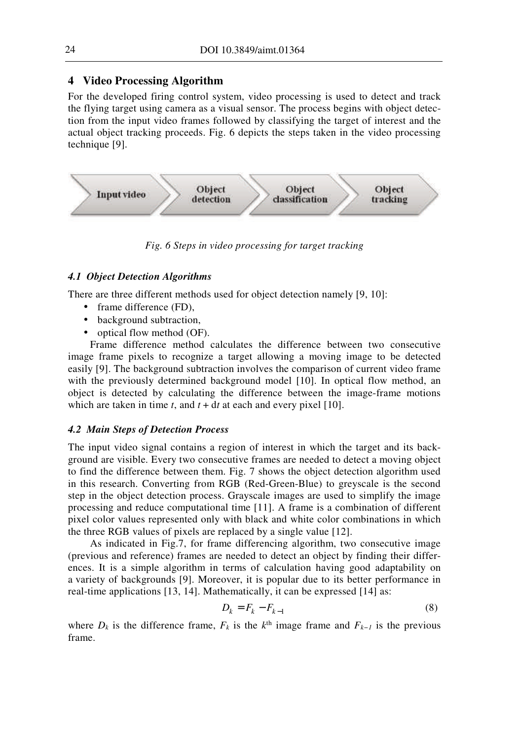## 4 Video Processing Algorithm

For the developed firing control system, video processing is used to detect and track the flying target using camera as a visual sensor. The process begins with object detection from the input video frames followed by classifying the target of interest and the actual object tracking proceeds. Fig. 6 depicts the steps taken in the video processing technique [9].

Input video → Object detection → Object classification → Object tracking

*Fig. 6 Steps in video processing for target tracking*

### *4.1 Object Detection Algorithms*

There are three different methods used for object detection namely [9, 10]:

- frame difference (FD),
- background subtraction,
- optical flow method (OF).

Frame difference method calculates the difference between two consecutive image frame pixels to recognize a target allowing a moving image to be detected easily [9]. The background subtraction involves the comparison of current video frame with the previously determined background model [10]. In optical flow method, an object is detected by calculating the difference between the image-frame motions which are taken in time $t$, and $t + \mathrm{d}t$ at each and every pixel [10].

### *4.2 Main Steps of Detection Process*

The input video signal contains a region of interest in which the target and its background are visible. Every two consecutive frames are needed to detect a moving object to find the difference between them. Fig. 7 shows the object detection algorithm used in this research. Converting from RGB (Red-Green-Blue) to greyscale is the second step in the object detection process. Grayscale images are used to simplify the image processing and reduce computational time [11]. A frame is a combination of different pixel color values represented only with black and white color combinations in which the three RGB values of pixels are replaced by a single value [12].

As indicated in Fig.7, for frame differencing algorithm, two consecutive image (previous and reference) frames are needed to detect an object by finding their differences. It is a simple algorithm in terms of calculation having good adaptability on a variety of backgrounds [9]. Moreover, it is popular due to its better performance in real-time applications [13, 14]. Mathematically, it can be expressed [14] as:

$$D_k = F_k - F_{k-1} \tag{8}$$

where $D_k$ is the difference frame, $F_k$ is the $k^{\text{th}}$ image frame and $F_{k-1}$ is the previous frame.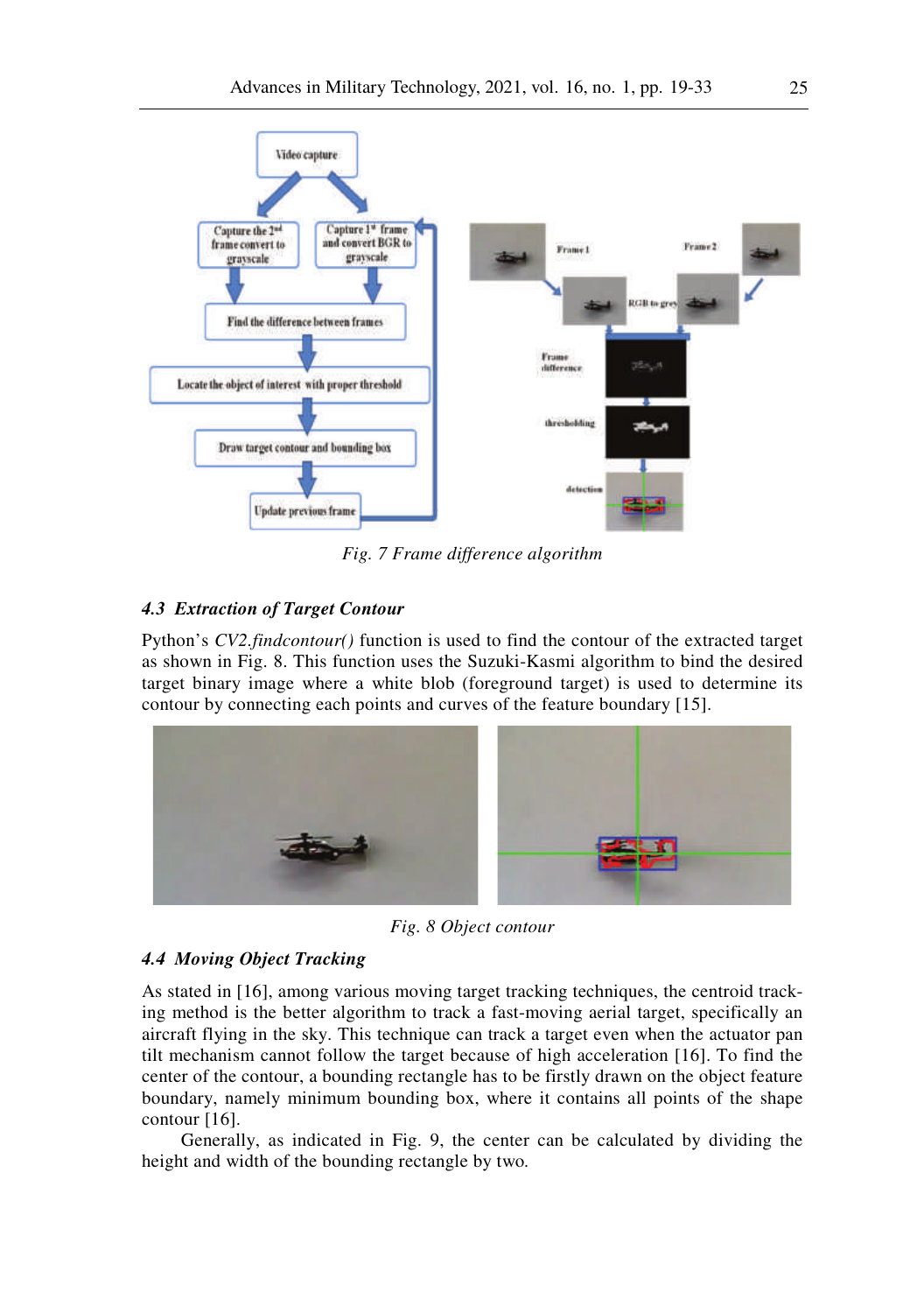*Fig. 7 Frame difference algorithm*

### *4.3 Extraction of Target Contour*

Python's *CV2.findcontour()* function is used to find the contour of the extracted target as shown in Fig. 8. This function uses the Suzuki-Kasmi algorithm to bind the desired target binary image where a white blob (foreground target) is used to determine its contour by connecting each points and curves of the feature boundary [15].

*Fig. 8 Object contour*

### *4.4 Moving Object Tracking*

As stated in [16], among various moving target tracking techniques, the centroid tracking method is the better algorithm to track a fast-moving aerial target, specifically an aircraft flying in the sky. This technique can track a target even when the actuator pan tilt mechanism cannot follow the target because of high acceleration [16]. To find the center of the contour, a bounding rectangle has to be firstly drawn on the object feature boundary, namely minimum bounding box, where it contains all points of the shape contour [16].

Generally, as indicated in Fig. 9, the center can be calculated by dividing the height and width of the bounding rectangle by two.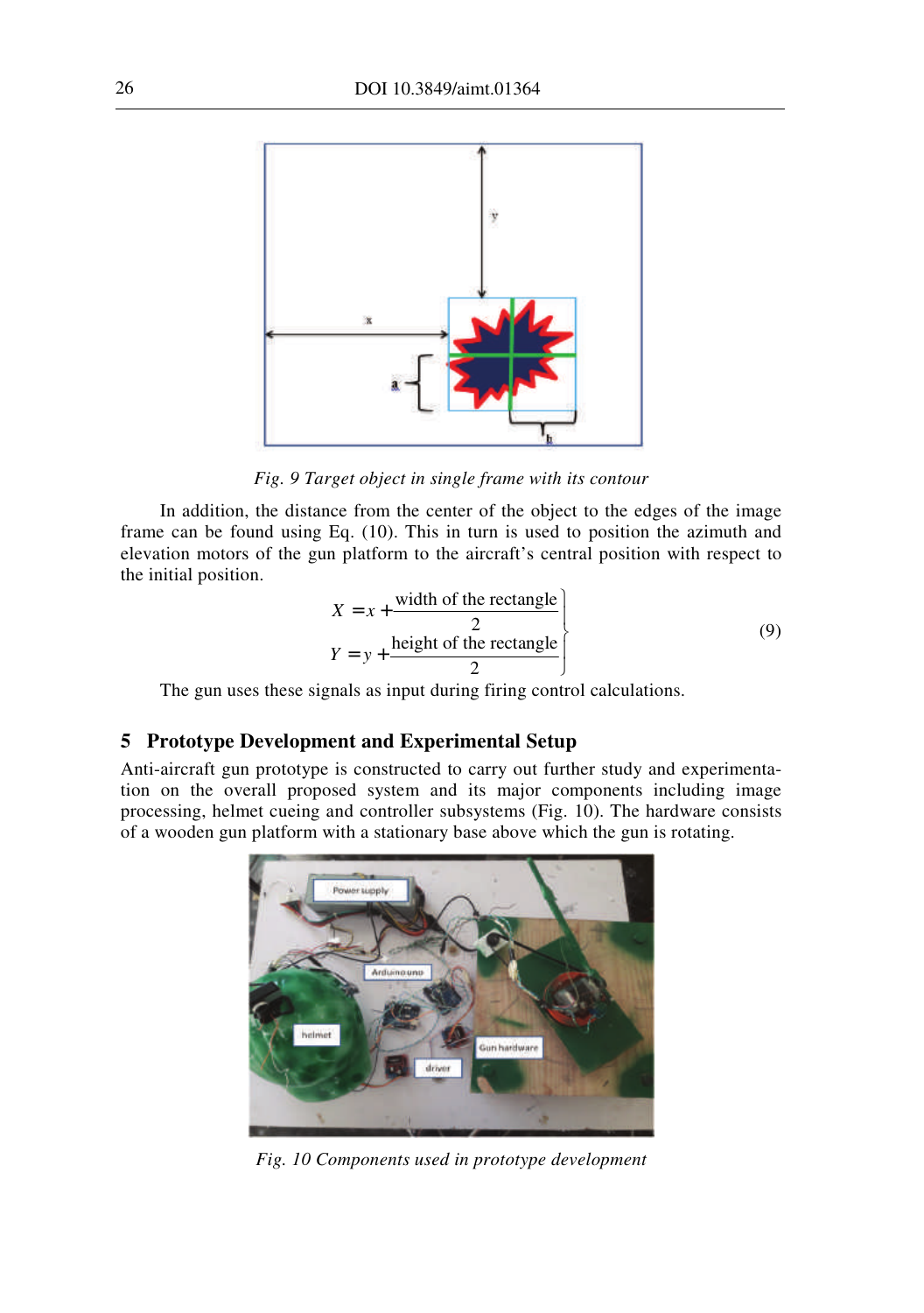Fig. 9 Target object in single frame with its contour

In addition, the distance from the center of the object to the edges of the image frame can be found using Eq. (10). This in turn is used to position the azimuth and elevation motors of the gun platform to the aircraft's central position with respect to the initial position.

$$\left.\begin{aligned} X &= x + \frac{\text{width of the rectangle}}{2} \\ Y &= y + \frac{\text{height of the rectangle}}{2} \end{aligned}\right\} \tag{9}$$

The gun uses these signals as input during firing control calculations.

## 5 Prototype Development and Experimental Setup

Anti-aircraft gun prototype is constructed to carry out further study and experimentation on the overall proposed system and its major components including image processing, helmet cueing and controller subsystems (Fig. 10). The hardware consists of a wooden gun platform with a stationary base above which the gun is rotating.

Fig. 10 Components used in prototype development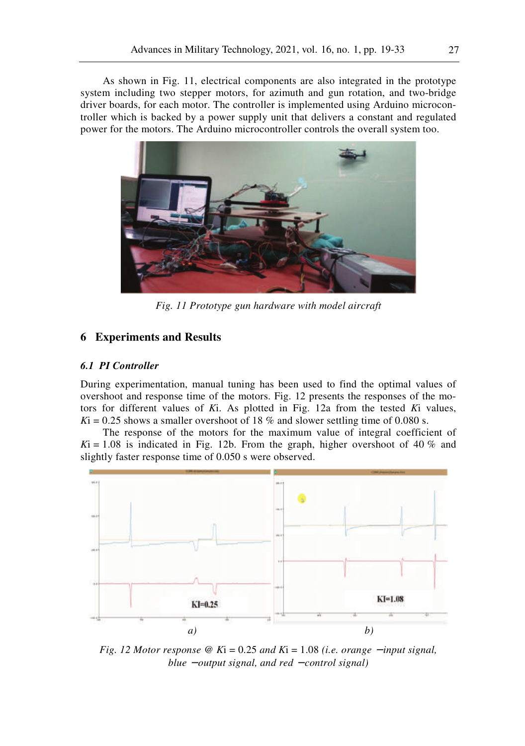As shown in Fig. 11, electrical components are also integrated in the prototype system including two stepper motors, for azimuth and gun rotation, and two-bridge driver boards, for each motor. The controller is implemented using Arduino microcontroller which is backed by a power supply unit that delivers a constant and regulated power for the motors. The Arduino microcontroller controls the overall system too.

*Fig. 11 Prototype gun hardware with model aircraft*

## 6 Experiments and Results

### *6.1 PI Controller*

During experimentation, manual tuning has been used to find the optimal values of overshoot and response time of the motors. Fig. 12 presents the responses of the motors for different values of $K$i. As plotted in Fig. 12a from the tested $K$i values, $K$i = 0.25 shows a smaller overshoot of 18 % and slower settling time of 0.080 s.

The response of the motors for the maximum value of integral coefficient of $K$i = 1.08 is indicated in Fig. 12b. From the graph, higher overshoot of 40 % and slightly faster response time of 0.050 s were observed.

KI=0.25

KI=1.08

a) b)

*Fig. 12 Motor response @ $K$i = 0.25 and $K$i = 1.08 (i.e. orange −input signal, blue −output signal, and red −control signal)*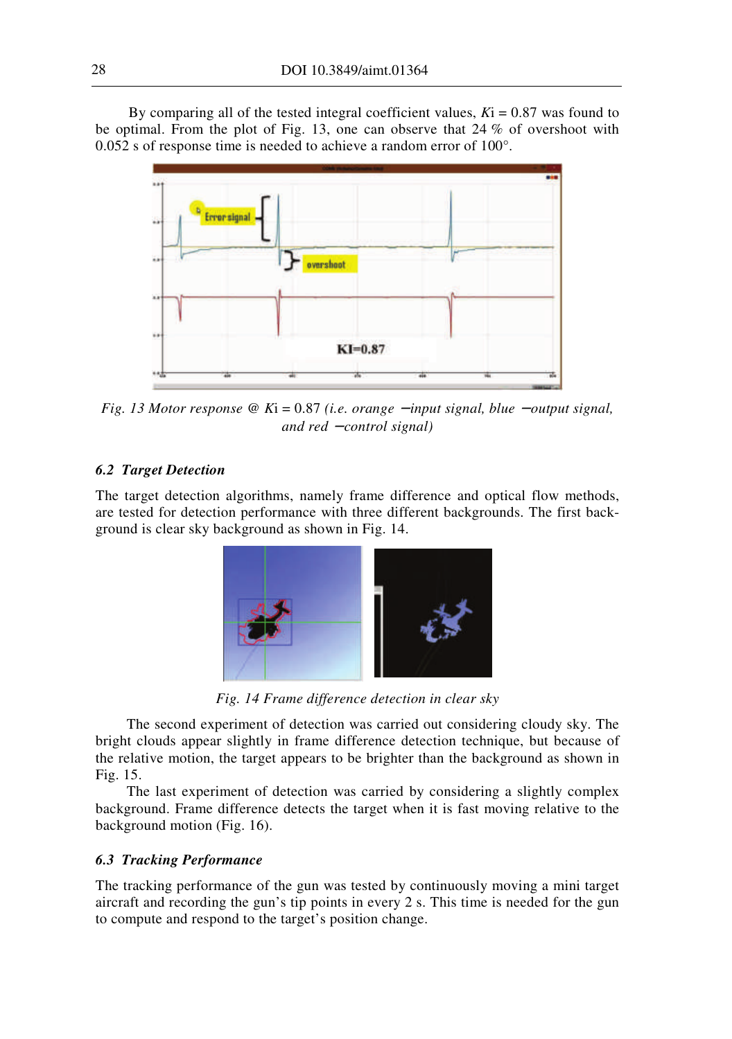By comparing all of the tested integral coefficient values, $K$i = 0.87 was found to be optimal. From the plot of Fig. 13, one can observe that 24 % of overshoot with 0.052 s of response time is needed to achieve a random error of 100°.

*Fig. 13 Motor response @ $K$i = 0.87 (i.e. orange −input signal, blue −output signal, and red −control signal)*

### *6.2 Target Detection*

The target detection algorithms, namely frame difference and optical flow methods, are tested for detection performance with three different backgrounds. The first background is clear sky background as shown in Fig. 14.

*Fig. 14 Frame difference detection in clear sky*

The second experiment of detection was carried out considering cloudy sky. The bright clouds appear slightly in frame difference detection technique, but because of the relative motion, the target appears to be brighter than the background as shown in Fig. 15.

The last experiment of detection was carried by considering a slightly complex background. Frame difference detects the target when it is fast moving relative to the background motion (Fig. 16).

### *6.3 Tracking Performance*

The tracking performance of the gun was tested by continuously moving a mini target aircraft and recording the gun's tip points in every 2 s. This time is needed for the gun to compute and respond to the target's position change.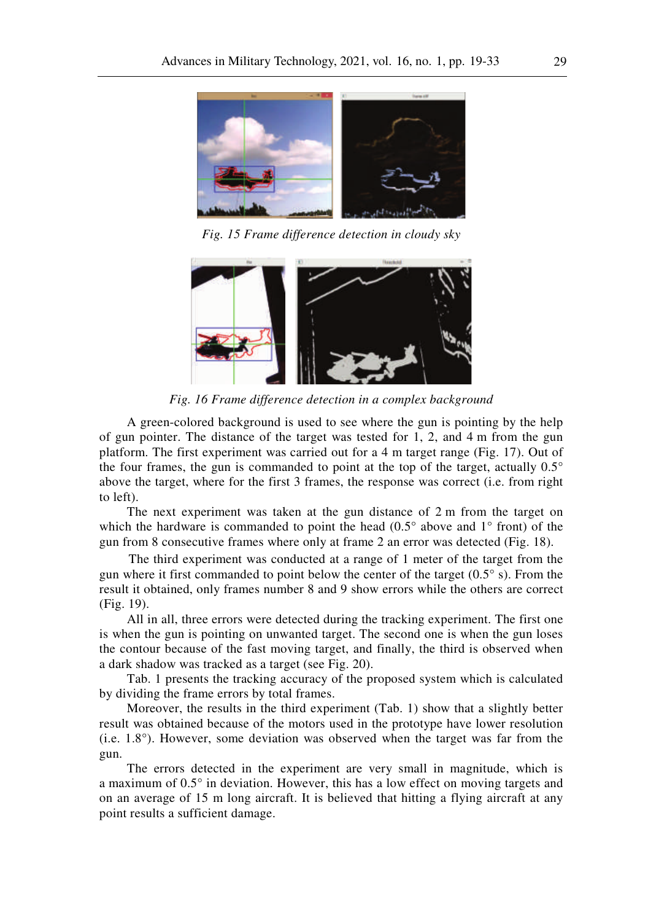*Fig. 15 Frame difference detection in cloudy sky*

*Fig. 16 Frame difference detection in a complex background*

A green-colored background is used to see where the gun is pointing by the help of gun pointer. The distance of the target was tested for 1, 2, and 4 m from the gun platform. The first experiment was carried out for a 4 m target range (Fig. 17). Out of the four frames, the gun is commanded to point at the top of the target, actually 0.5° above the target, where for the first 3 frames, the response was correct (i.e. from right to left).

The next experiment was taken at the gun distance of 2 m from the target on which the hardware is commanded to point the head (0.5° above and 1° front) of the gun from 8 consecutive frames where only at frame 2 an error was detected (Fig. 18).

The third experiment was conducted at a range of 1 meter of the target from the gun where it first commanded to point below the center of the target (0.5° s). From the result it obtained, only frames number 8 and 9 show errors while the others are correct (Fig. 19).

All in all, three errors were detected during the tracking experiment. The first one is when the gun is pointing on unwanted target. The second one is when the gun loses the contour because of the fast moving target, and finally, the third is observed when a dark shadow was tracked as a target (see Fig. 20).

Tab. 1 presents the tracking accuracy of the proposed system which is calculated by dividing the frame errors by total frames.

Moreover, the results in the third experiment (Tab. 1) show that a slightly better result was obtained because of the motors used in the prototype have lower resolution (i.e. 1.8°). However, some deviation was observed when the target was far from the gun.

The errors detected in the experiment are very small in magnitude, which is a maximum of 0.5° in deviation. However, this has a low effect on moving targets and on an average of 15 m long aircraft. It is believed that hitting a flying aircraft at any point results a sufficient damage.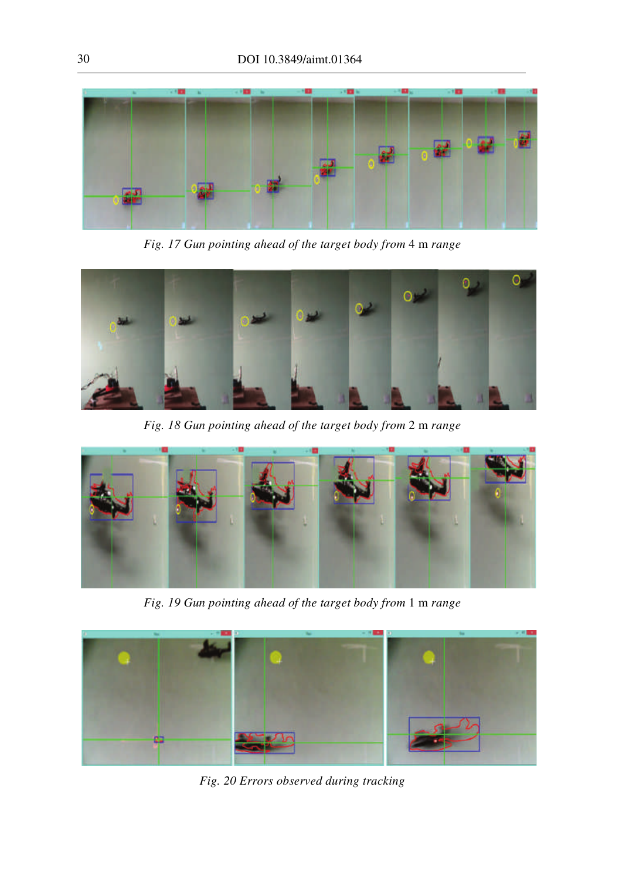*Fig. 17 Gun pointing ahead of the target body from* 4 m *range*

*Fig. 18 Gun pointing ahead of the target body from* 2 m *range*

*Fig. 19 Gun pointing ahead of the target body from* 1 m *range*

*Fig. 20 Errors observed during tracking*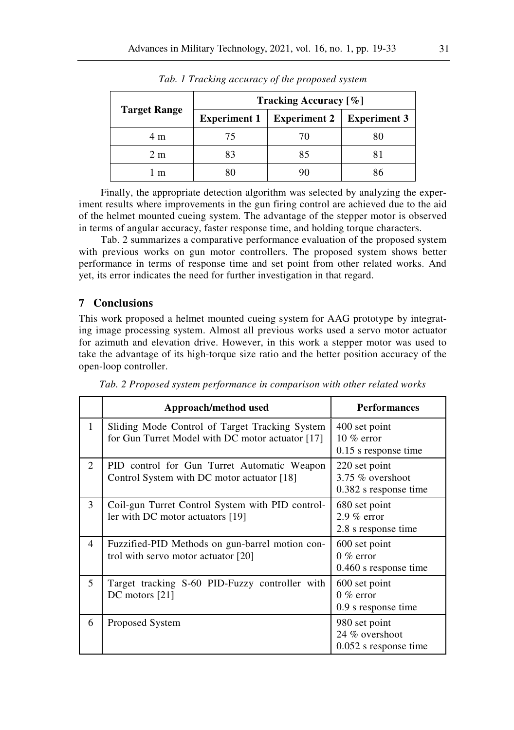*Tab. 1 Tracking accuracy of the proposed system*

| Target Range | Tracking Accuracy [%] | | |
|---|---|---|---|
| | Experiment 1 | Experiment 2 | Experiment 3 |
| 4 m | 75 | 70 | 80 |
| 2 m | 83 | 85 | 81 |
| 1 m | 80 | 90 | 86 |

Finally, the appropriate detection algorithm was selected by analyzing the experiment results where improvements in the gun firing control are achieved due to the aid of the helmet mounted cueing system. The advantage of the stepper motor is observed in terms of angular accuracy, faster response time, and holding torque characters.

Tab. 2 summarizes a comparative performance evaluation of the proposed system with previous works on gun motor controllers. The proposed system shows better performance in terms of response time and set point from other related works. And yet, its error indicates the need for further investigation in that regard.

## 7 Conclusions

This work proposed a helmet mounted cueing system for AAG prototype by integrating image processing system. Almost all previous works used a servo motor actuator for azimuth and elevation drive. However, in this work a stepper motor was used to take the advantage of its high-torque size ratio and the better position accuracy of the open-loop controller.

*Tab. 2 Proposed system performance in comparison with other related works*

| | Approach/method used | Performances |
|---|---|---|
| 1 | Sliding Mode Control of Target Tracking System for Gun Turret Model with DC motor actuator [17] | 400 set point<br>10 % error<br>0.15 s response time |
| 2 | PID control for Gun Turret Automatic Weapon Control System with DC motor actuator [18] | 220 set point<br>3.75 % overshoot<br>0.382 s response time |
| 3 | Coil-gun Turret Control System with PID controller with DC motor actuators [19] | 680 set point<br>2.9 % error<br>2.8 s response time |
| 4 | Fuzzified-PID Methods on gun-barrel motion control with servo motor actuator [20] | 600 set point<br>0 % error<br>0.460 s response time |
| 5 | Target tracking S-60 PID-Fuzzy controller with DC motors [21] | 600 set point<br>0 % error<br>0.9 s response time |
| 6 | Proposed System | 980 set point<br>24 % overshoot<br>0.052 s response time |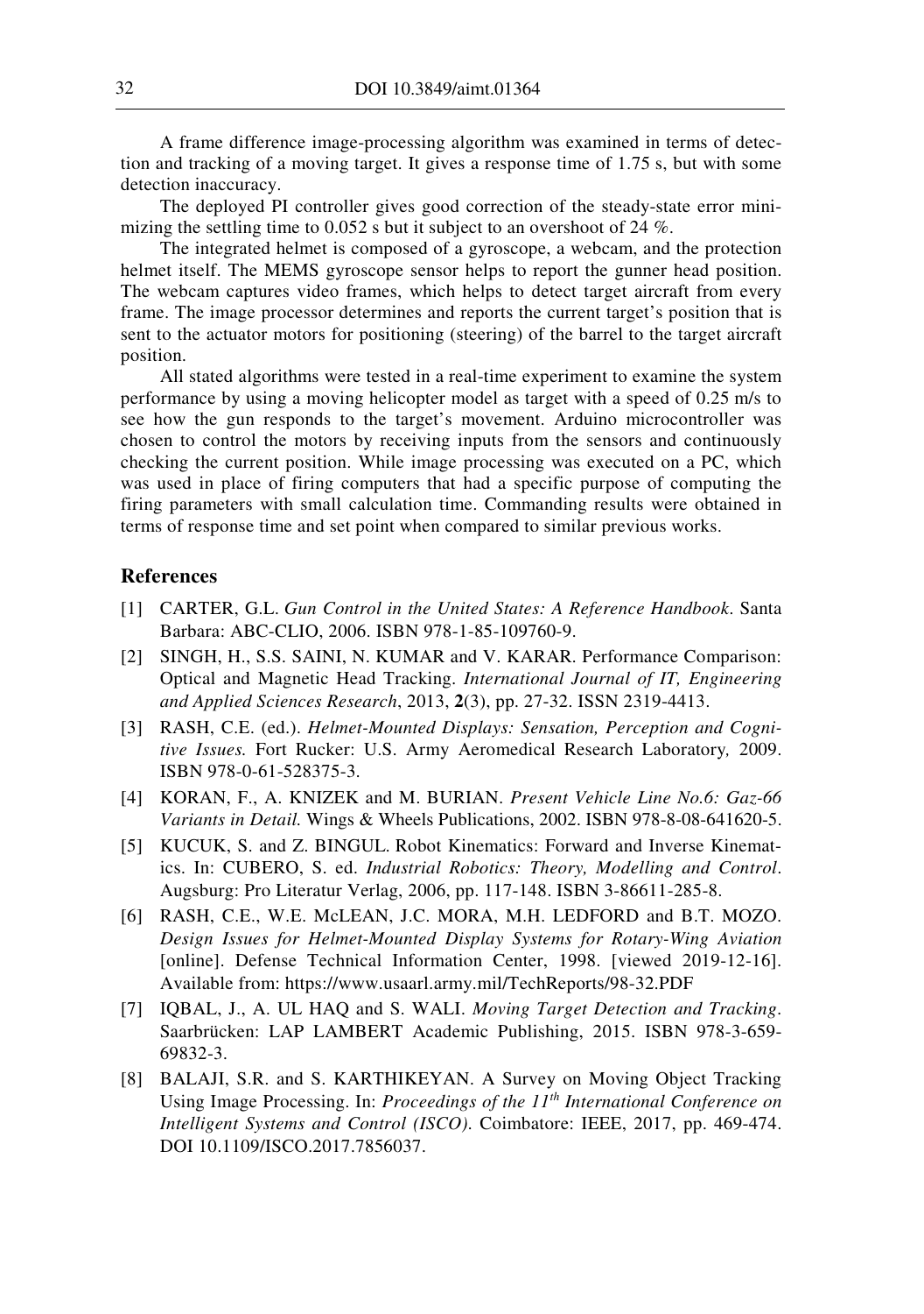A frame difference image-processing algorithm was examined in terms of detection and tracking of a moving target. It gives a response time of 1.75 s, but with some detection inaccuracy.

The deployed PI controller gives good correction of the steady-state error minimizing the settling time to 0.052 s but it subject to an overshoot of 24 %.

The integrated helmet is composed of a gyroscope, a webcam, and the protection helmet itself. The MEMS gyroscope sensor helps to report the gunner head position. The webcam captures video frames, which helps to detect target aircraft from every frame. The image processor determines and reports the current target's position that is sent to the actuator motors for positioning (steering) of the barrel to the target aircraft position.

All stated algorithms were tested in a real-time experiment to examine the system performance by using a moving helicopter model as target with a speed of 0.25 m/s to see how the gun responds to the target's movement. Arduino microcontroller was chosen to control the motors by receiving inputs from the sensors and continuously checking the current position. While image processing was executed on a PC, which was used in place of firing computers that had a specific purpose of computing the firing parameters with small calculation time. Commanding results were obtained in terms of response time and set point when compared to similar previous works.

## References

[1] CARTER, G.L. *Gun Control in the United States: A Reference Handbook*. Santa Barbara: ABC-CLIO, 2006. ISBN 978-1-85-109760-9.

[2] SINGH, H., S.S. SAINI, N. KUMAR and V. KARAR. Performance Comparison: Optical and Magnetic Head Tracking. *International Journal of IT, Engineering and Applied Sciences Research*, 2013, **2**(3), pp. 27-32. ISSN 2319-4413.

[3] RASH, C.E. (ed.). *Helmet-Mounted Displays: Sensation, Perception and Cognitive Issues.* Fort Rucker: U.S. Army Aeromedical Research Laboratory, 2009. ISBN 978-0-61-528375-3.

[4] KORAN, F., A. KNIZEK and M. BURIAN. *Present Vehicle Line No.6: Gaz-66 Variants in Detail.* Wings & Wheels Publications, 2002. ISBN 978-8-08-641620-5.

[5] KUCUK, S. and Z. BINGUL. Robot Kinematics: Forward and Inverse Kinematics. In: CUBERO, S. ed. *Industrial Robotics: Theory, Modelling and Control*. Augsburg: Pro Literatur Verlag, 2006, pp. 117-148. ISBN 3-86611-285-8.

[6] RASH, C.E., W.E. McLEAN, J.C. MORA, M.H. LEDFORD and B.T. MOZO. *Design Issues for Helmet-Mounted Display Systems for Rotary-Wing Aviation* [online]. Defense Technical Information Center, 1998. [viewed 2019-12-16]. Available from: https://www.usaarl.army.mil/TechReports/98-32.PDF

[7] IQBAL, J., A. UL HAQ and S. WALI. *Moving Target Detection and Tracking*. Saarbrücken: LAP LAMBERT Academic Publishing, 2015. ISBN 978-3-659-69832-3.

[8] BALAJI, S.R. and S. KARTHIKEYAN. A Survey on Moving Object Tracking Using Image Processing. In: *Proceedings of the 11th International Conference on Intelligent Systems and Control (ISCO)*. Coimbatore: IEEE, 2017, pp. 469-474. DOI 10.1109/ISCO.2017.7856037.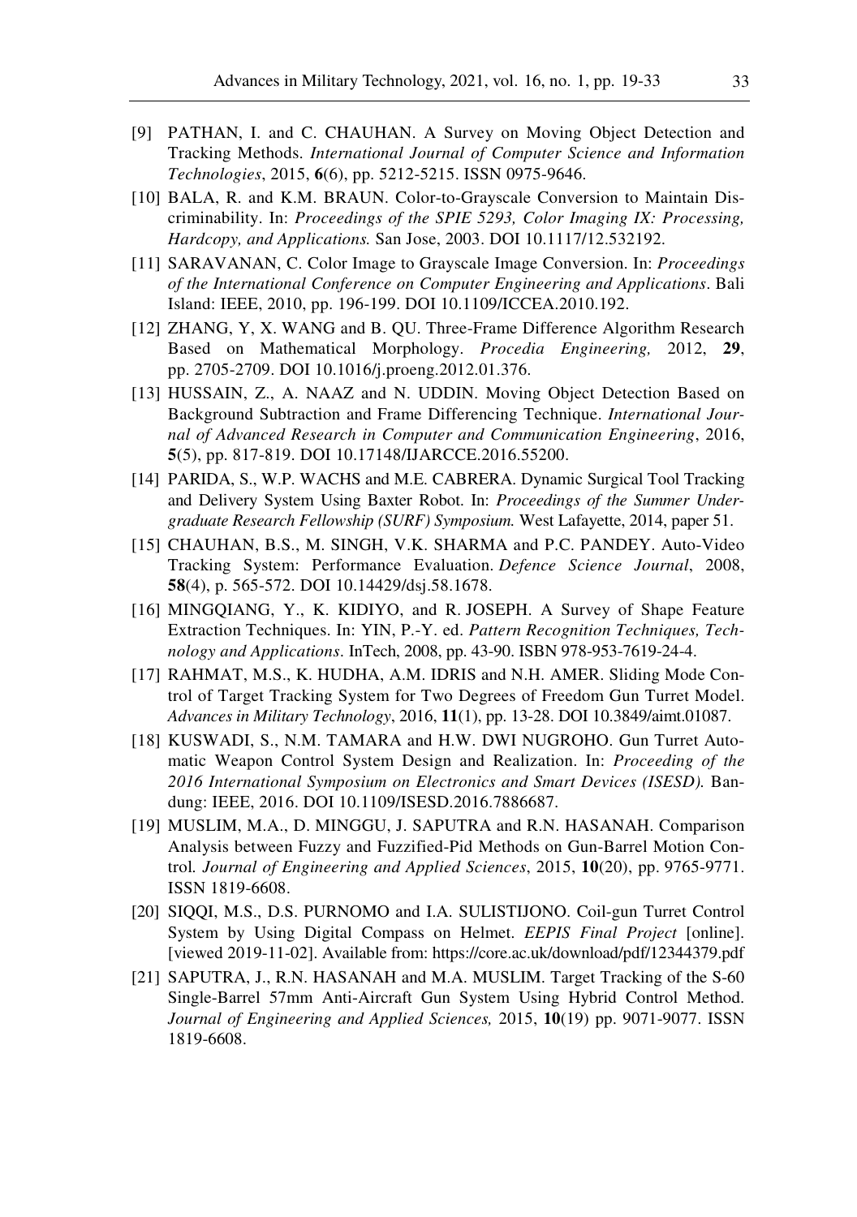[9] PATHAN, I. and C. CHAUHAN. A Survey on Moving Object Detection and Tracking Methods. *International Journal of Computer Science and Information Technologies*, 2015, **6**(6), pp. 5212-5215. ISSN 0975-9646.

[10] BALA, R. and K.M. BRAUN. Color-to-Grayscale Conversion to Maintain Discriminability. In: *Proceedings of the SPIE 5293, Color Imaging IX: Processing, Hardcopy, and Applications.* San Jose, 2003. DOI 10.1117/12.532192.

[11] SARAVANAN, C. Color Image to Grayscale Image Conversion. In: *Proceedings of the International Conference on Computer Engineering and Applications*. Bali Island: IEEE, 2010, pp. 196-199. DOI 10.1109/ICCEA.2010.192.

[12] ZHANG, Y, X. WANG and B. QU. Three-Frame Difference Algorithm Research Based on Mathematical Morphology. *Procedia Engineering,* 2012, **29**, pp. 2705-2709. DOI 10.1016/j.proeng.2012.01.376.

[13] HUSSAIN, Z., A. NAAZ and N. UDDIN. Moving Object Detection Based on Background Subtraction and Frame Differencing Technique. *International Journal of Advanced Research in Computer and Communication Engineering*, 2016, **5**(5), pp. 817-819. DOI 10.17148/IJARCCE.2016.55200.

[14] PARIDA, S., W.P. WACHS and M.E. CABRERA. Dynamic Surgical Tool Tracking and Delivery System Using Baxter Robot. In: *Proceedings of the Summer Undergraduate Research Fellowship (SURF) Symposium.* West Lafayette, 2014, paper 51.

[15] CHAUHAN, B.S., M. SINGH, V.K. SHARMA and P.C. PANDEY. Auto-Video Tracking System: Performance Evaluation. *Defence Science Journal*, 2008, **58**(4), p. 565-572. DOI 10.14429/dsj.58.1678.

[16] MINGQIANG, Y., K. KIDIYO, and R. JOSEPH. A Survey of Shape Feature Extraction Techniques. In: YIN, P.-Y. ed. *Pattern Recognition Techniques, Technology and Applications*. InTech, 2008, pp. 43-90. ISBN 978-953-7619-24-4.

[17] RAHMAT, M.S., K. HUDHA, A.M. IDRIS and N.H. AMER. Sliding Mode Control of Target Tracking System for Two Degrees of Freedom Gun Turret Model. *Advances in Military Technology*, 2016, **11**(1), pp. 13-28. DOI 10.3849/aimt.01087.

[18] KUSWADI, S., N.M. TAMARA and H.W. DWI NUGROHO. Gun Turret Automatic Weapon Control System Design and Realization. In: *Proceeding of the 2016 International Symposium on Electronics and Smart Devices (ISESD).* Bandung: IEEE, 2016. DOI 10.1109/ISESD.2016.7886687.

[19] MUSLIM, M.A., D. MINGGU, J. SAPUTRA and R.N. HASANAH. Comparison Analysis between Fuzzy and Fuzzified-Pid Methods on Gun-Barrel Motion Control. *Journal of Engineering and Applied Sciences*, 2015, **10**(20), pp. 9765-9771. ISSN 1819-6608.

[20] SIQQI, M.S., D.S. PURNOMO and I.A. SULISTIJONO. Coil-gun Turret Control System by Using Digital Compass on Helmet. *EEPIS Final Project* [online]. [viewed 2019-11-02]. Available from: https://core.ac.uk/download/pdf/12344379.pdf

[21] SAPUTRA, J., R.N. HASANAH and M.A. MUSLIM. Target Tracking of the S-60 Single-Barrel 57mm Anti-Aircraft Gun System Using Hybrid Control Method. *Journal of Engineering and Applied Sciences,* 2015, **10**(19) pp. 9071-9077. ISSN 1819-6608.